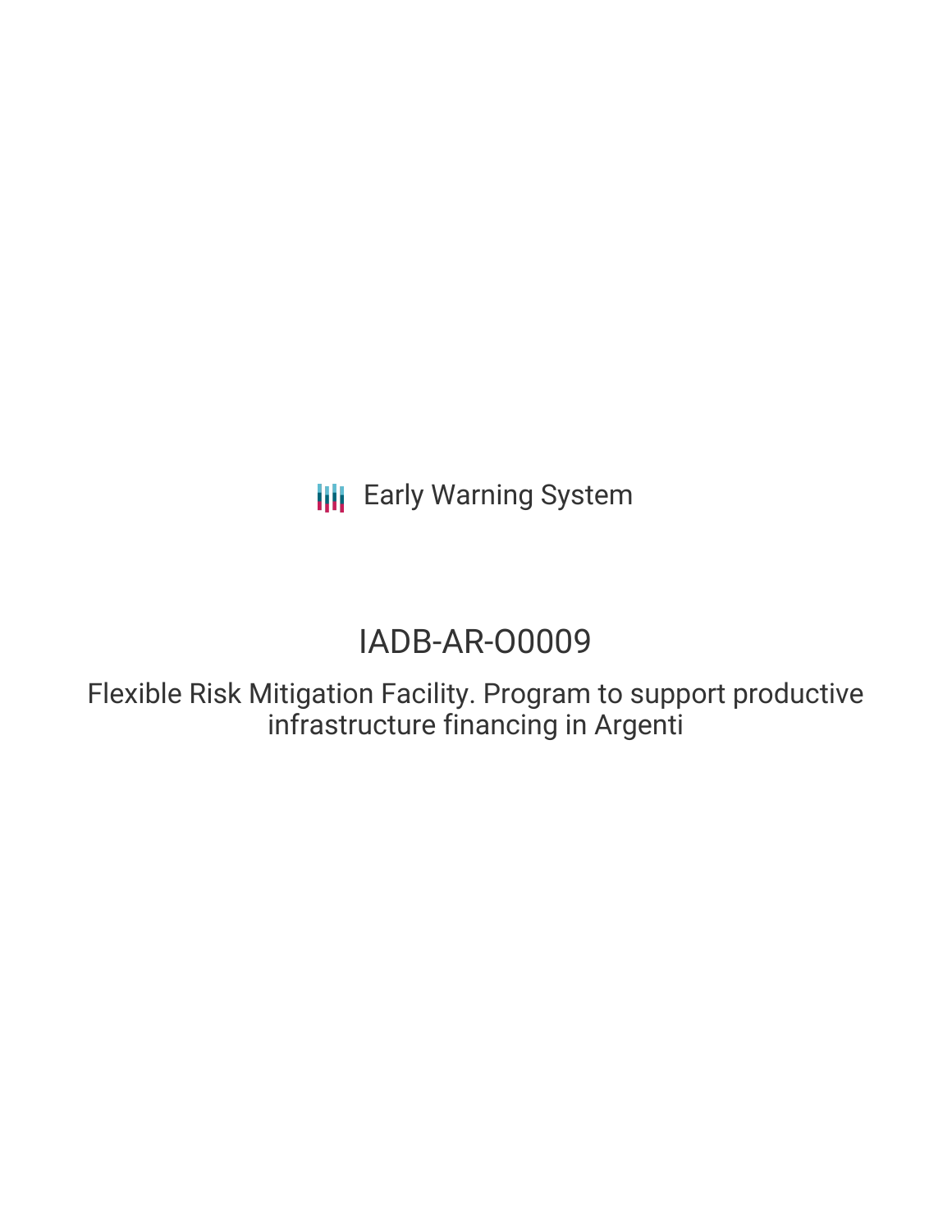Early Warning System

# IADB-AR-O0009

## Flexible Risk Mitigation Facility. Program to support productive infrastructure financing in Argenti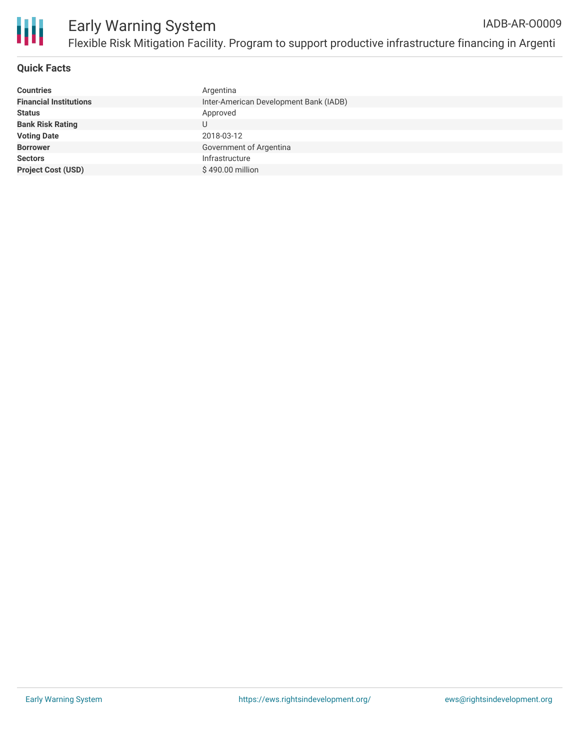## Quick Facts

| | |
|---|---|
| **Countries** | Argentina |
| **Financial Institutions** | Inter-American Development Bank (IADB) |
| **Status** | Approved |
| **Bank Risk Rating** | U |
| **Voting Date** | 2018-03-12 |
| **Borrower** | Government of Argentina |
| **Sectors** | Infrastructure |
| **Project Cost (USD)** | $ 490.00 million |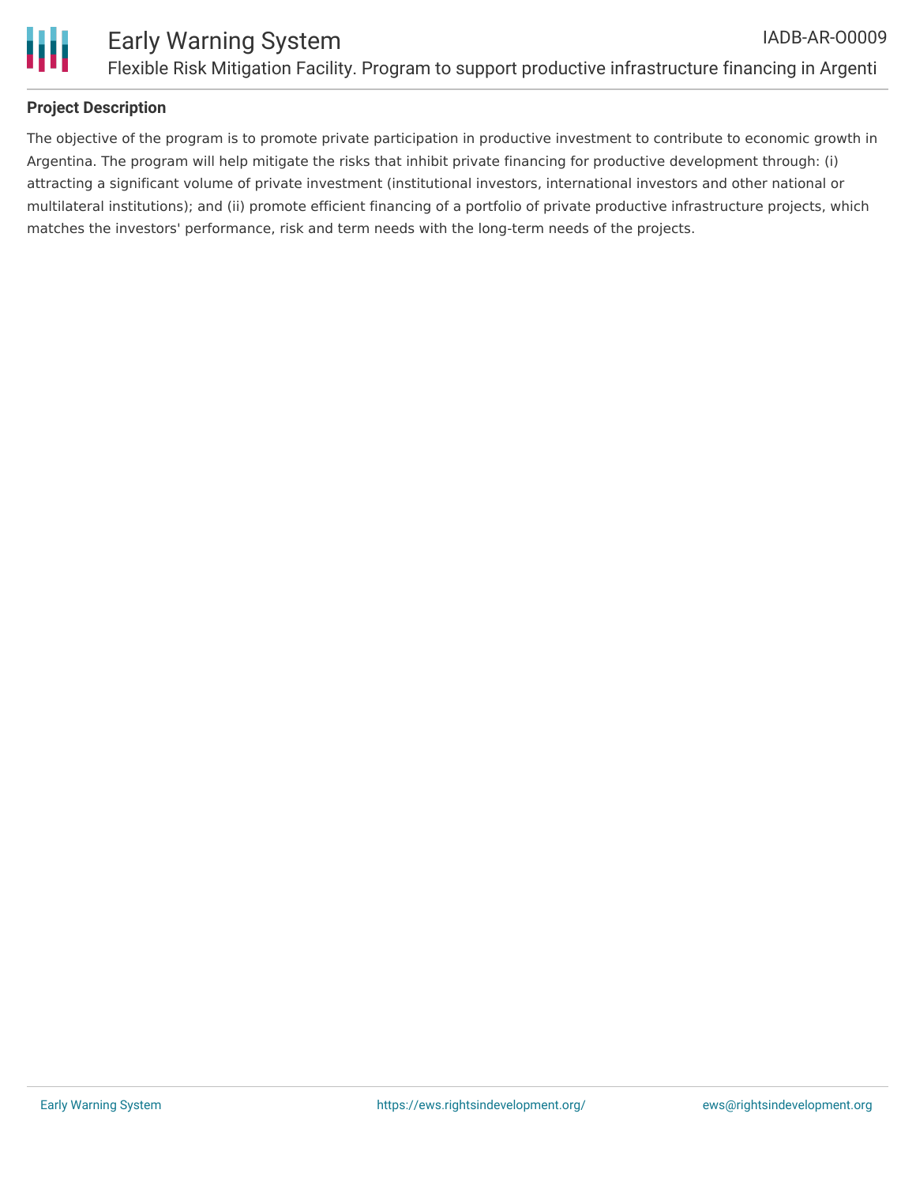## Project Description

The objective of the program is to promote private participation in productive investment to contribute to economic growth in Argentina. The program will help mitigate the risks that inhibit private financing for productive development through: (i) attracting a significant volume of private investment (institutional investors, international investors and other national or multilateral institutions); and (ii) promote efficient financing of a portfolio of private productive infrastructure projects, which matches the investors' performance, risk and term needs with the long-term needs of the projects.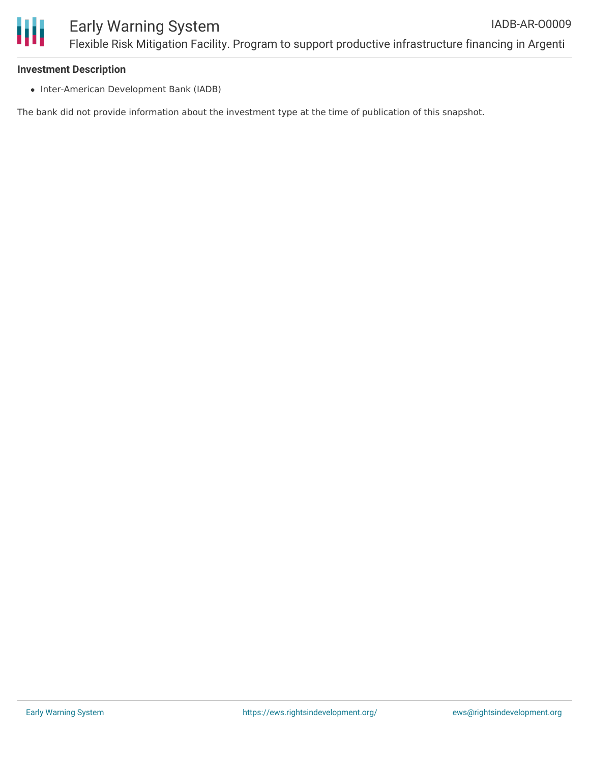**Investment Description**

- Inter-American Development Bank (IADB)

The bank did not provide information about the investment type at the time of publication of this snapshot.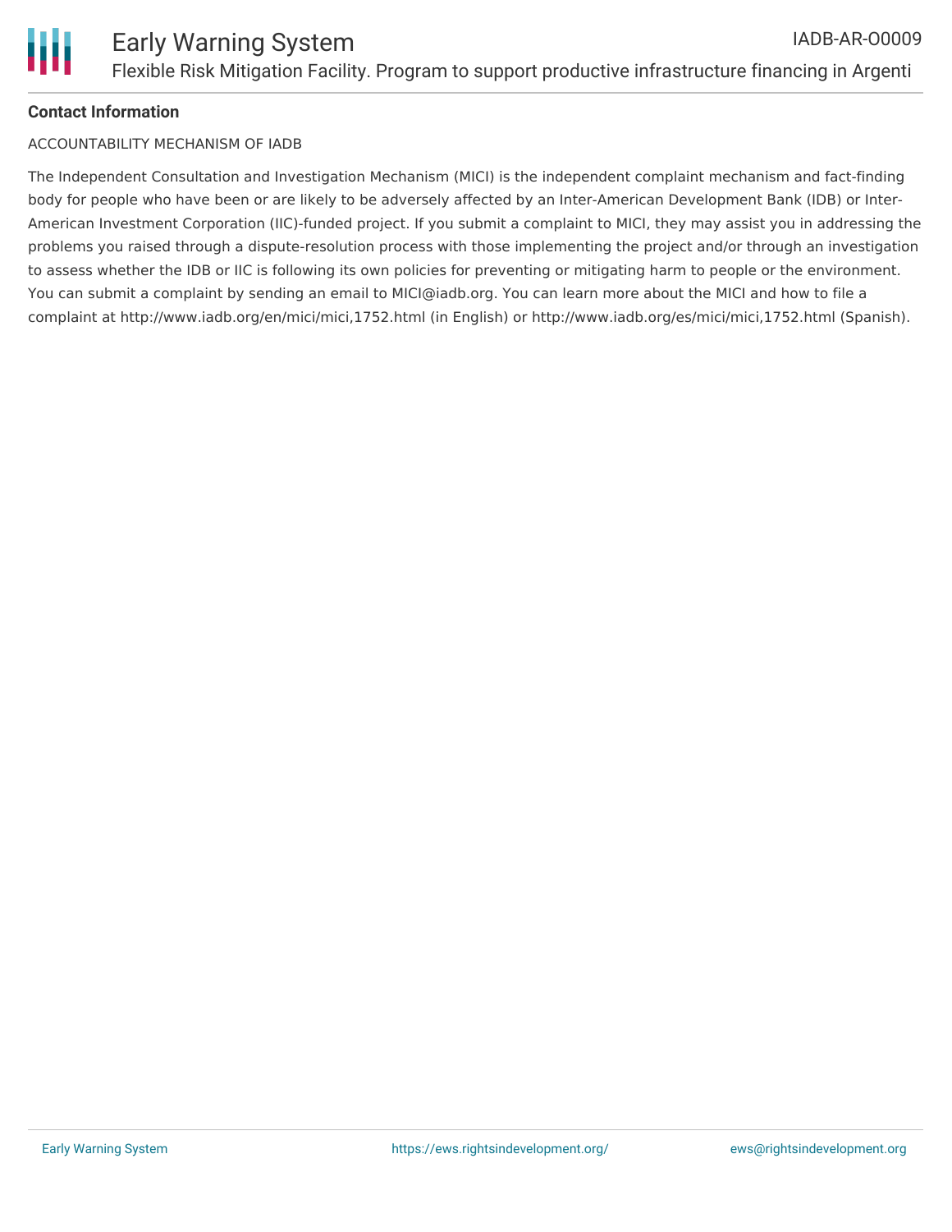**Contact Information**

ACCOUNTABILITY MECHANISM OF IADB

The Independent Consultation and Investigation Mechanism (MICI) is the independent complaint mechanism and fact-finding body for people who have been or are likely to be adversely affected by an Inter-American Development Bank (IDB) or Inter-American Investment Corporation (IIC)-funded project. If you submit a complaint to MICI, they may assist you in addressing the problems you raised through a dispute-resolution process with those implementing the project and/or through an investigation to assess whether the IDB or IIC is following its own policies for preventing or mitigating harm to people or the environment. You can submit a complaint by sending an email to MICI@iadb.org. You can learn more about the MICI and how to file a complaint at http://www.iadb.org/en/mici/mici,1752.html (in English) or http://www.iadb.org/es/mici/mici,1752.html (Spanish).